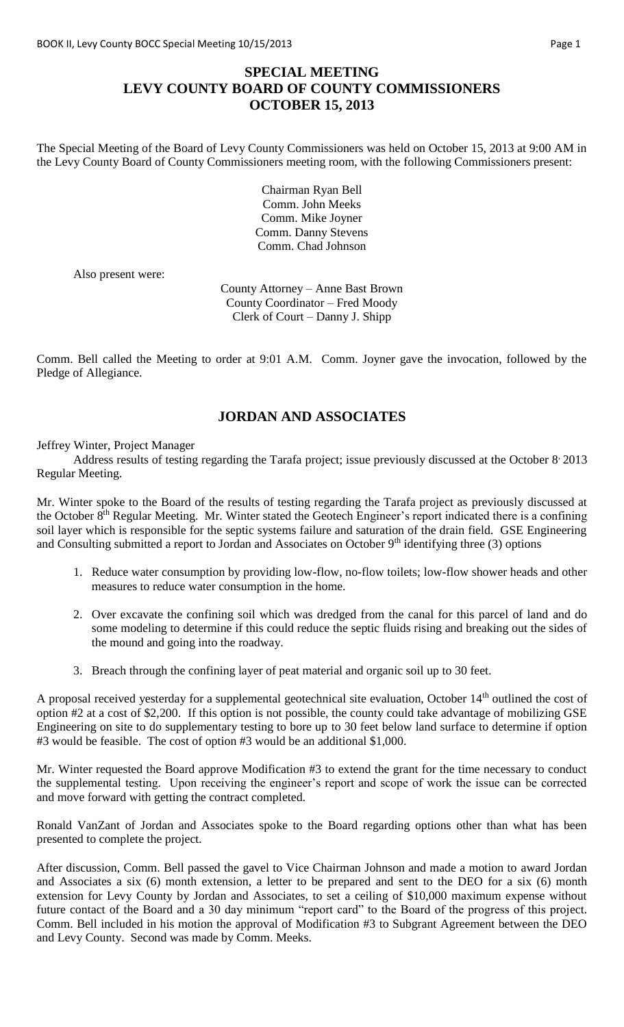# SPECIAL MEETING
# LEVY COUNTY BOARD OF COUNTY COMMISSIONERS
# OCTOBER 15, 2013

The Special Meeting of the Board of Levy County Commissioners was held on October 15, 2013 at 9:00 AM in the Levy County Board of County Commissioners meeting room, with the following Commissioners present:

Chairman Ryan Bell
Comm. John Meeks
Comm. Mike Joyner
Comm. Danny Stevens
Comm. Chad Johnson

Also present were:

County Attorney – Anne Bast Brown
County Coordinator – Fred Moody
Clerk of Court – Danny J. Shipp

Comm. Bell called the Meeting to order at 9:01 A.M. Comm. Joyner gave the invocation, followed by the Pledge of Allegiance.

## JORDAN AND ASSOCIATES

Jeffrey Winter, Project Manager

Address results of testing regarding the Tarafa project; issue previously discussed at the October 8, 2013 Regular Meeting.

Mr. Winter spoke to the Board of the results of testing regarding the Tarafa project as previously discussed at the October 8th Regular Meeting. Mr. Winter stated the Geotech Engineer's report indicated there is a confining soil layer which is responsible for the septic systems failure and saturation of the drain field. GSE Engineering and Consulting submitted a report to Jordan and Associates on October 9th identifying three (3) options

1. Reduce water consumption by providing low-flow, no-flow toilets; low-flow shower heads and other measures to reduce water consumption in the home.
2. Over excavate the confining soil which was dredged from the canal for this parcel of land and do some modeling to determine if this could reduce the septic fluids rising and breaking out the sides of the mound and going into the roadway.
3. Breach through the confining layer of peat material and organic soil up to 30 feet.

A proposal received yesterday for a supplemental geotechnical site evaluation, October 14th outlined the cost of option #2 at a cost of $2,200. If this option is not possible, the county could take advantage of mobilizing GSE Engineering on site to do supplementary testing to bore up to 30 feet below land surface to determine if option #3 would be feasible. The cost of option #3 would be an additional $1,000.

Mr. Winter requested the Board approve Modification #3 to extend the grant for the time necessary to conduct the supplemental testing. Upon receiving the engineer's report and scope of work the issue can be corrected and move forward with getting the contract completed.

Ronald VanZant of Jordan and Associates spoke to the Board regarding options other than what has been presented to complete the project.

After discussion, Comm. Bell passed the gavel to Vice Chairman Johnson and made a motion to award Jordan and Associates a six (6) month extension, a letter to be prepared and sent to the DEO for a six (6) month extension for Levy County by Jordan and Associates, to set a ceiling of $10,000 maximum expense without future contact of the Board and a 30 day minimum "report card" to the Board of the progress of this project. Comm. Bell included in his motion the approval of Modification #3 to Subgrant Agreement between the DEO and Levy County. Second was made by Comm. Meeks.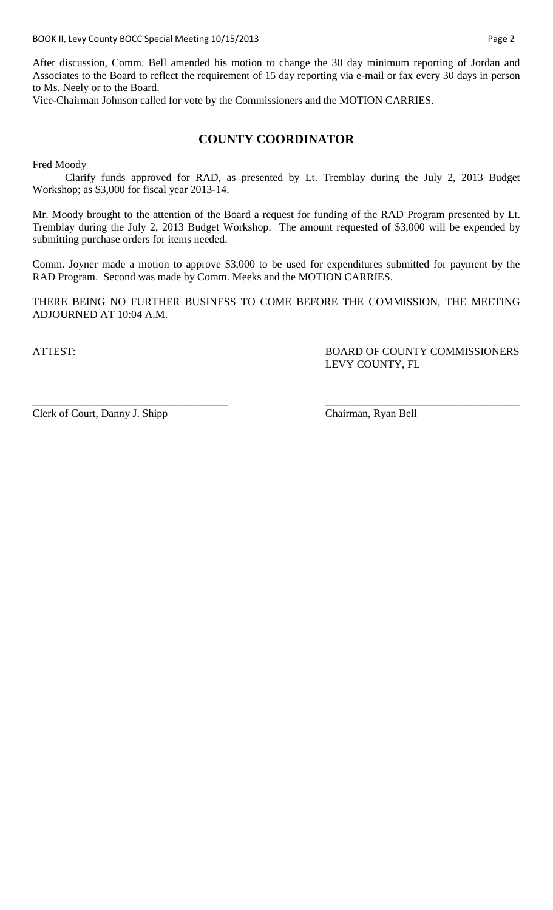After discussion, Comm. Bell amended his motion to change the 30 day minimum reporting of Jordan and Associates to the Board to reflect the requirement of 15 day reporting via e-mail or fax every 30 days in person to Ms. Neely or to the Board.

Vice-Chairman Johnson called for vote by the Commissioners and the MOTION CARRIES.

## COUNTY COORDINATOR

Fred Moody

Clarify funds approved for RAD, as presented by Lt. Tremblay during the July 2, 2013 Budget Workshop; as $3,000 for fiscal year 2013-14.

Mr. Moody brought to the attention of the Board a request for funding of the RAD Program presented by Lt. Tremblay during the July 2, 2013 Budget Workshop. The amount requested of $3,000 will be expended by submitting purchase orders for items needed.

Comm. Joyner made a motion to approve $3,000 to be used for expenditures submitted for payment by the RAD Program. Second was made by Comm. Meeks and the MOTION CARRIES.

THERE BEING NO FURTHER BUSINESS TO COME BEFORE THE COMMISSION, THE MEETING ADJOURNED AT 10:04 A.M.

ATTEST:

BOARD OF COUNTY COMMISSIONERS
LEVY COUNTY, FL

___________________________________

Clerk of Court, Danny J. Shipp

___________________________________

Chairman, Ryan Bell